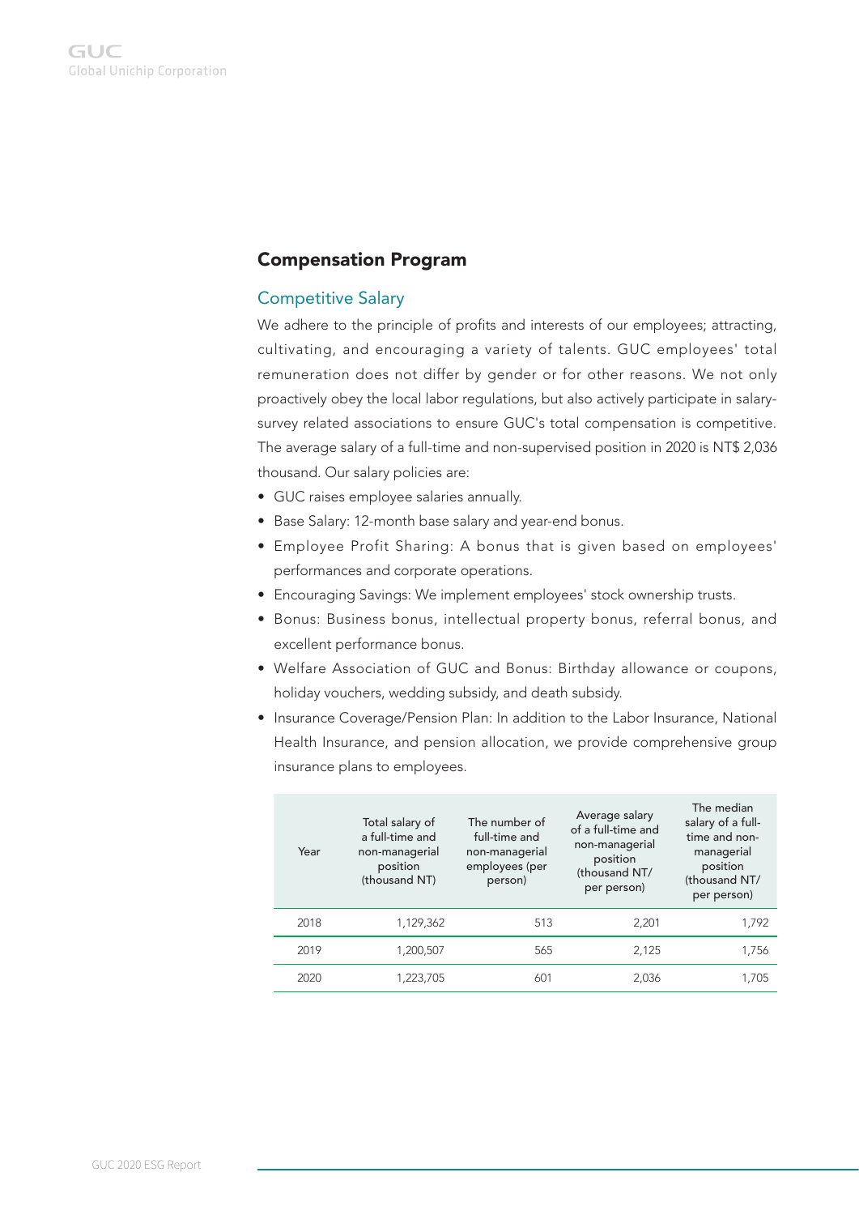## Compensation Program

### Competitive Salary

We adhere to the principle of profits and interests of our employees; attracting, cultivating, and encouraging a variety of talents. GUC employees' total remuneration does not differ by gender or for other reasons. We not only proactively obey the local labor regulations, but also actively participate in salary-survey related associations to ensure GUC's total compensation is competitive. The average salary of a full-time and non-supervised position in 2020 is NT$ 2,036 thousand. Our salary policies are:

- GUC raises employee salaries annually.
- Base Salary: 12-month base salary and year-end bonus.
- Employee Profit Sharing: A bonus that is given based on employees' performances and corporate operations.
- Encouraging Savings: We implement employees' stock ownership trusts.
- Bonus: Business bonus, intellectual property bonus, referral bonus, and excellent performance bonus.
- Welfare Association of GUC and Bonus: Birthday allowance or coupons, holiday vouchers, wedding subsidy, and death subsidy.
- Insurance Coverage/Pension Plan: In addition to the Labor Insurance, National Health Insurance, and pension allocation, we provide comprehensive group insurance plans to employees.

| Year | Total salary of a full-time and non-managerial position (thousand NT) | The number of full-time and non-managerial employees (per person) | Average salary of a full-time and non-managerial position (thousand NT/ per person) | The median salary of a full-time and non-managerial position (thousand NT/ per person) |
|---|---|---|---|---|
| 2018 | 1,129,362 | 513 | 2,201 | 1,792 |
| 2019 | 1,200,507 | 565 | 2,125 | 1,756 |
| 2020 | 1,223,705 | 601 | 2,036 | 1,705 |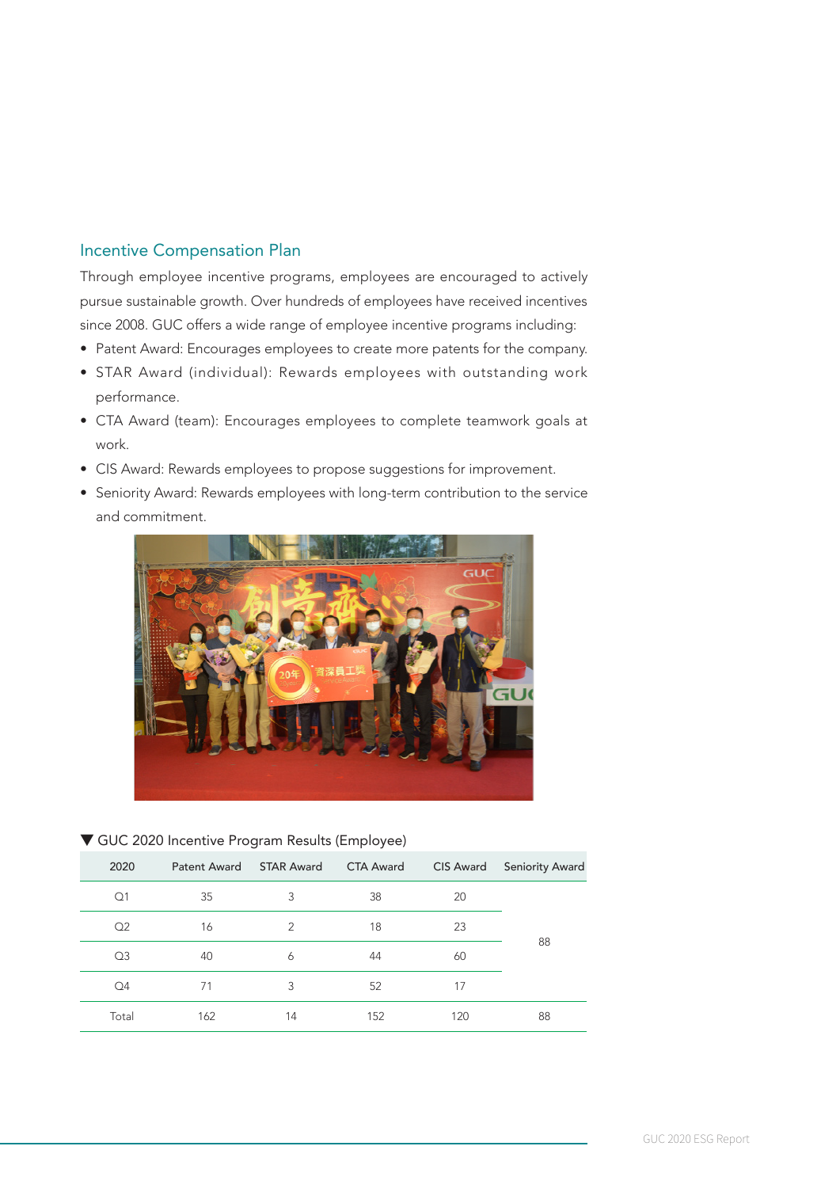## Incentive Compensation Plan

Through employee incentive programs, employees are encouraged to actively pursue sustainable growth. Over hundreds of employees have received incentives since 2008. GUC offers a wide range of employee incentive programs including:

- Patent Award: Encourages employees to create more patents for the company.
- STAR Award (individual): Rewards employees with outstanding work performance.
- CTA Award (team): Encourages employees to complete teamwork goals at work.
- CIS Award: Rewards employees to propose suggestions for improvement.
- Seniority Award: Rewards employees with long-term contribution to the service and commitment.

▼ GUC 2020 Incentive Program Results (Employee)

| 2020 | Patent Award | STAR Award | CTA Award | CIS Award | Seniority Award |
|---|---|---|---|---|---|
| Q1 | 35 | 3 | 38 | 20 | 88 |
| Q2 | 16 | 2 | 18 | 23 | |
| Q3 | 40 | 6 | 44 | 60 | |
| Q4 | 71 | 3 | 52 | 17 | |
| Total | 162 | 14 | 152 | 120 | 88 |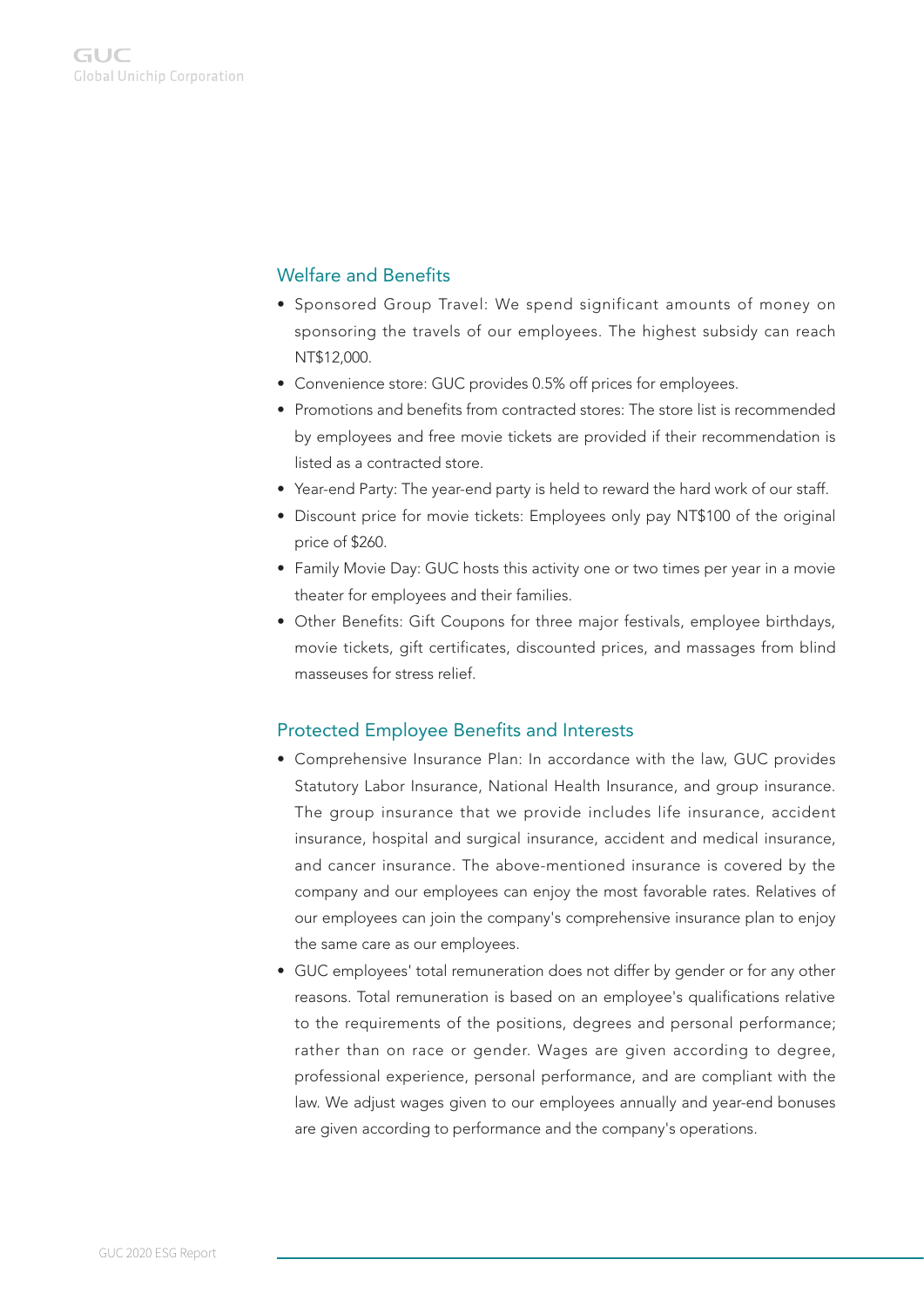## Welfare and Benefits

- Sponsored Group Travel: We spend significant amounts of money on sponsoring the travels of our employees. The highest subsidy can reach NT$12,000.
- Convenience store: GUC provides 0.5% off prices for employees.
- Promotions and benefits from contracted stores: The store list is recommended by employees and free movie tickets are provided if their recommendation is listed as a contracted store.
- Year-end Party: The year-end party is held to reward the hard work of our staff.
- Discount price for movie tickets: Employees only pay NT$100 of the original price of $260.
- Family Movie Day: GUC hosts this activity one or two times per year in a movie theater for employees and their families.
- Other Benefits: Gift Coupons for three major festivals, employee birthdays, movie tickets, gift certificates, discounted prices, and massages from blind masseuses for stress relief.

## Protected Employee Benefits and Interests

- Comprehensive Insurance Plan: In accordance with the law, GUC provides Statutory Labor Insurance, National Health Insurance, and group insurance. The group insurance that we provide includes life insurance, accident insurance, hospital and surgical insurance, accident and medical insurance, and cancer insurance. The above-mentioned insurance is covered by the company and our employees can enjoy the most favorable rates. Relatives of our employees can join the company's comprehensive insurance plan to enjoy the same care as our employees.
- GUC employees' total remuneration does not differ by gender or for any other reasons. Total remuneration is based on an employee's qualifications relative to the requirements of the positions, degrees and personal performance; rather than on race or gender. Wages are given according to degree, professional experience, personal performance, and are compliant with the law. We adjust wages given to our employees annually and year-end bonuses are given according to performance and the company's operations.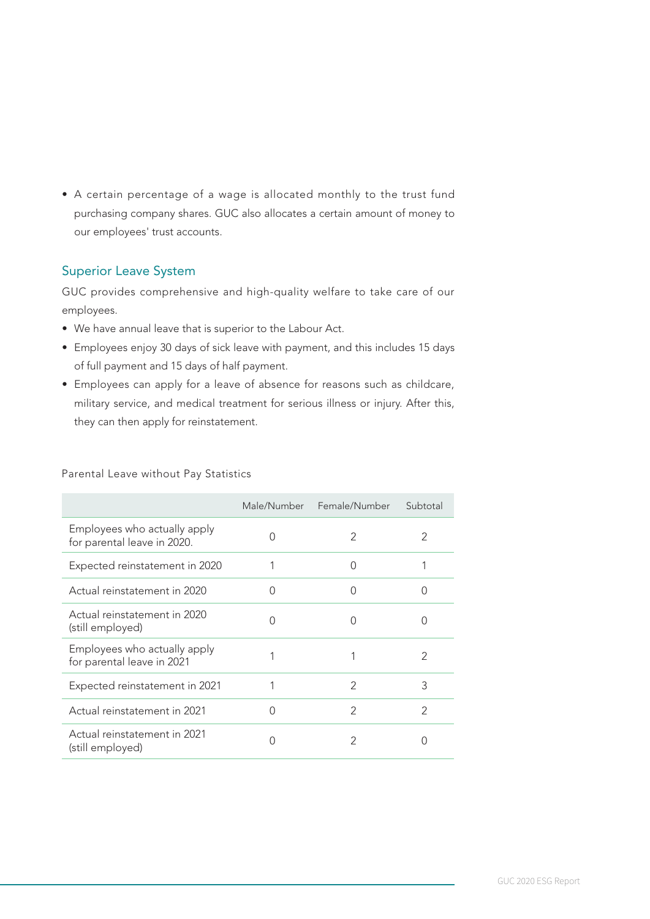- A certain percentage of a wage is allocated monthly to the trust fund purchasing company shares. GUC also allocates a certain amount of money to our employees' trust accounts.

## Superior Leave System

GUC provides comprehensive and high-quality welfare to take care of our employees.

- We have annual leave that is superior to the Labour Act.
- Employees enjoy 30 days of sick leave with payment, and this includes 15 days of full payment and 15 days of half payment.
- Employees can apply for a leave of absence for reasons such as childcare, military service, and medical treatment for serious illness or injury. After this, they can then apply for reinstatement.

Parental Leave without Pay Statistics

| | Male/Number | Female/Number | Subtotal |
|---|---|---|---|
| Employees who actually apply for parental leave in 2020. | 0 | 2 | 2 |
| Expected reinstatement in 2020 | 1 | 0 | 1 |
| Actual reinstatement in 2020 | 0 | 0 | 0 |
| Actual reinstatement in 2020 (still employed) | 0 | 0 | 0 |
| Employees who actually apply for parental leave in 2021 | 1 | 1 | 2 |
| Expected reinstatement in 2021 | 1 | 2 | 3 |
| Actual reinstatement in 2021 | 0 | 2 | 2 |
| Actual reinstatement in 2021 (still employed) | 0 | 2 | 0 |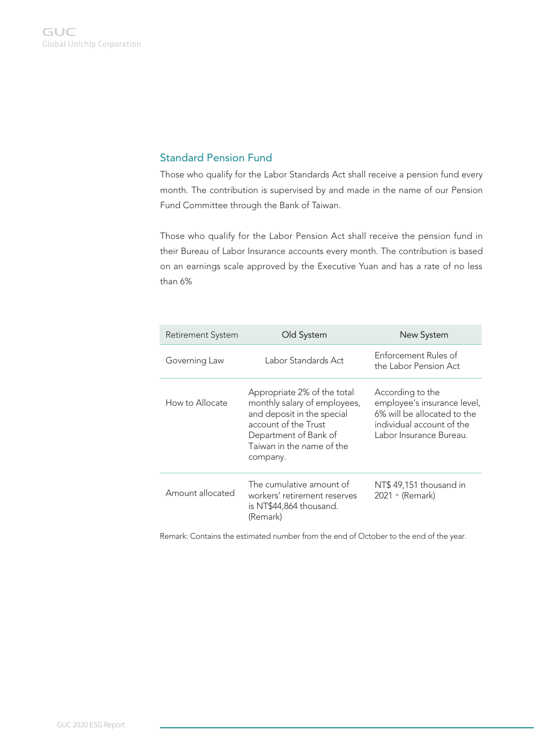## Standard Pension Fund

Those who qualify for the Labor Standards Act shall receive a pension fund every month. The contribution is supervised by and made in the name of our Pension Fund Committee through the Bank of Taiwan.

Those who qualify for the Labor Pension Act shall receive the pension fund in their Bureau of Labor Insurance accounts every month. The contribution is based on an earnings scale approved by the Executive Yuan and has a rate of no less than 6%

| Retirement System | Old System | New System |
| --- | --- | --- |
| Governing Law | Labor Standards Act | Enforcement Rules of the Labor Pension Act |
| How to Allocate | Appropriate 2% of the total monthly salary of employees, and deposit in the special account of the Trust Department of Bank of Taiwan in the name of the company. | According to the employee's insurance level, 6% will be allocated to the individual account of the Labor Insurance Bureau. |
| Amount allocated | The cumulative amount of workers' retirement reserves is NT$44,864 thousand. (Remark) | NT$ 49,151 thousand in 2021。(Remark) |

Remark: Contains the estimated number from the end of October to the end of the year.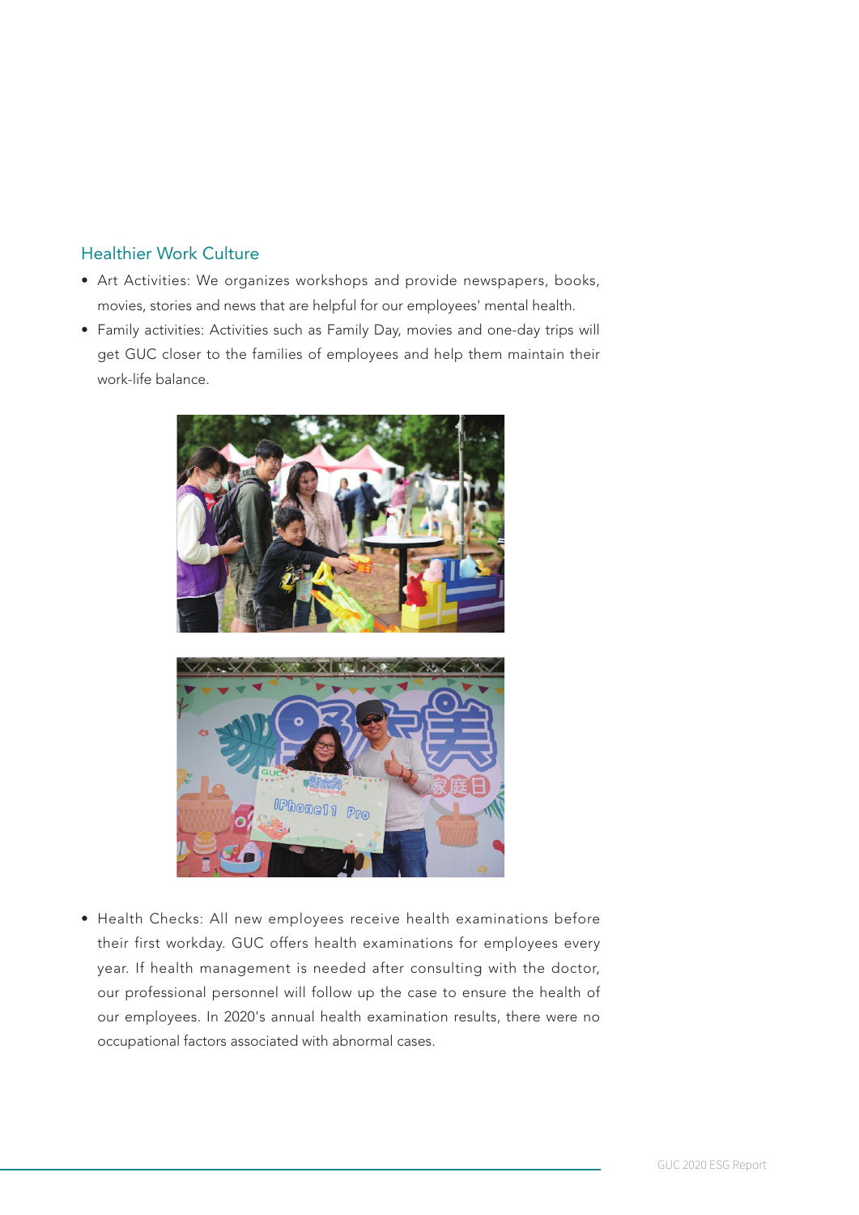## Healthier Work Culture

- Art Activities: We organizes workshops and provide newspapers, books, movies, stories and news that are helpful for our employees' mental health.
- Family activities: Activities such as Family Day, movies and one-day trips will get GUC closer to the families of employees and help them maintain their work-life balance.
- Health Checks: All new employees receive health examinations before their first workday. GUC offers health examinations for employees every year. If health management is needed after consulting with the doctor, our professional personnel will follow up the case to ensure the health of our employees. In 2020's annual health examination results, there were no occupational factors associated with abnormal cases.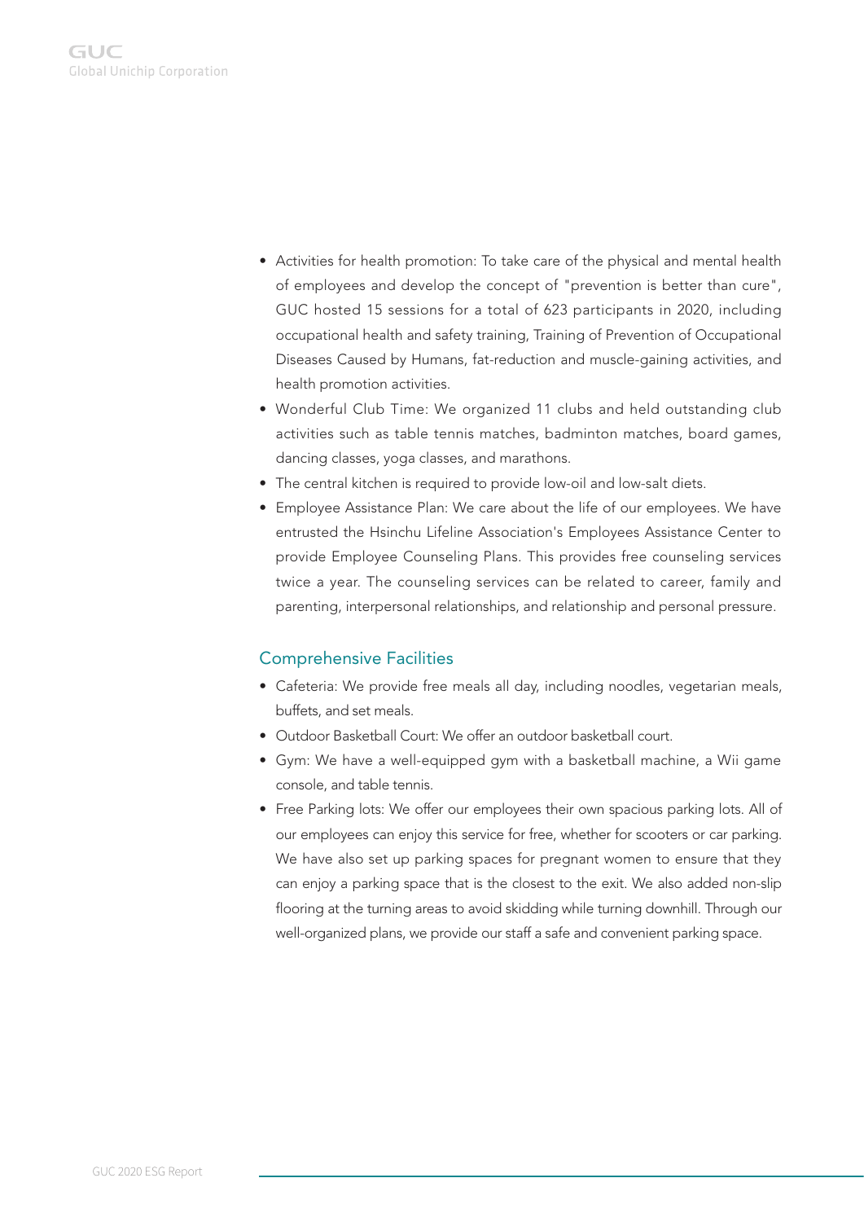- Activities for health promotion: To take care of the physical and mental health of employees and develop the concept of "prevention is better than cure", GUC hosted 15 sessions for a total of 623 participants in 2020, including occupational health and safety training, Training of Prevention of Occupational Diseases Caused by Humans, fat-reduction and muscle-gaining activities, and health promotion activities.
- Wonderful Club Time: We organized 11 clubs and held outstanding club activities such as table tennis matches, badminton matches, board games, dancing classes, yoga classes, and marathons.
- The central kitchen is required to provide low-oil and low-salt diets.
- Employee Assistance Plan: We care about the life of our employees. We have entrusted the Hsinchu Lifeline Association's Employees Assistance Center to provide Employee Counseling Plans. This provides free counseling services twice a year. The counseling services can be related to career, family and parenting, interpersonal relationships, and relationship and personal pressure.

## Comprehensive Facilities

- Cafeteria: We provide free meals all day, including noodles, vegetarian meals, buffets, and set meals.
- Outdoor Basketball Court: We offer an outdoor basketball court.
- Gym: We have a well-equipped gym with a basketball machine, a Wii game console, and table tennis.
- Free Parking lots: We offer our employees their own spacious parking lots. All of our employees can enjoy this service for free, whether for scooters or car parking. We have also set up parking spaces for pregnant women to ensure that they can enjoy a parking space that is the closest to the exit. We also added non-slip flooring at the turning areas to avoid skidding while turning downhill. Through our well-organized plans, we provide our staff a safe and convenient parking space.